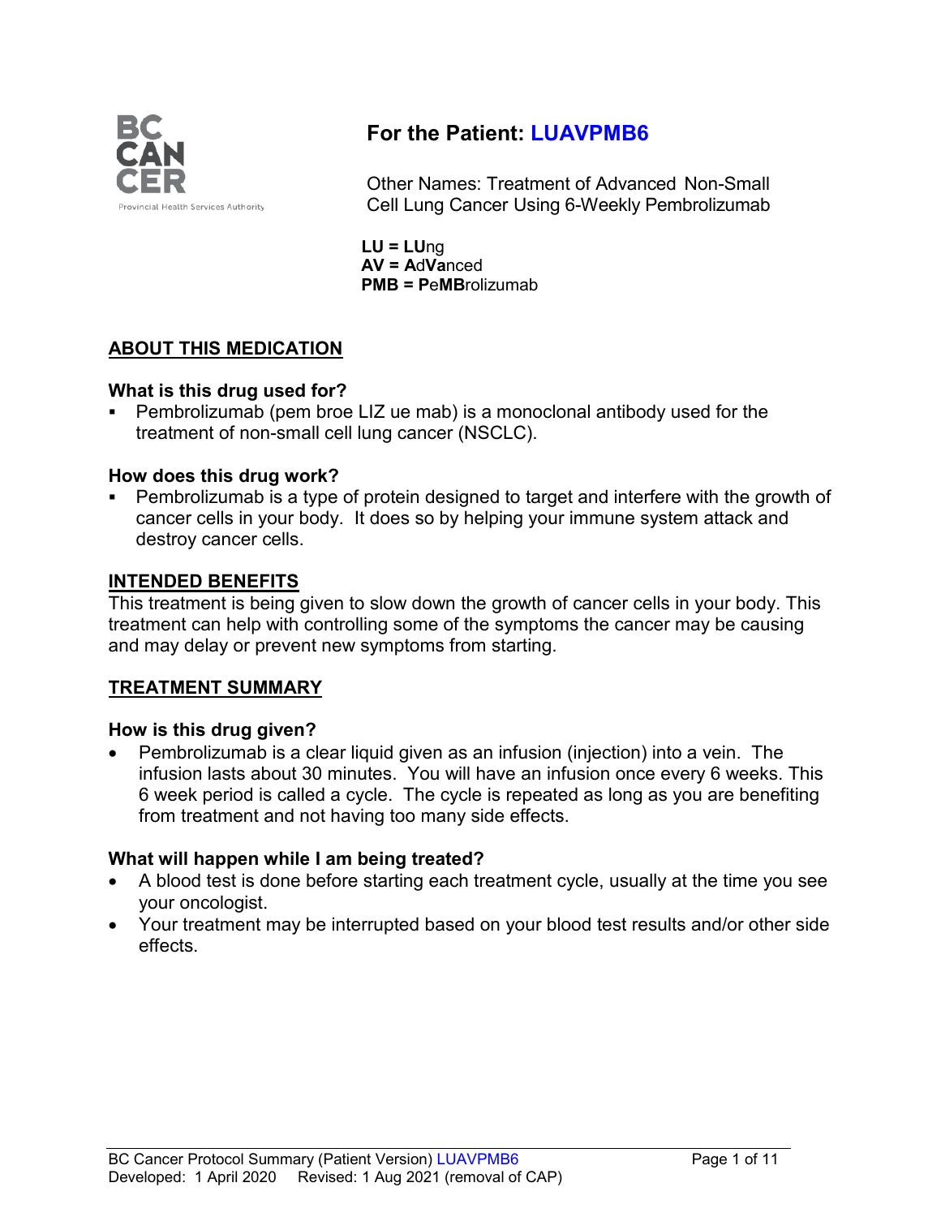# For the Patient: LUAVPMB6

Other Names: Treatment of Advanced Non-Small Cell Lung Cancer Using 6-Weekly Pembrolizumab

**LU = LU**ng
**AV = A**d**Va**nced
**PMB = P**e**MB**rolizumab

## ABOUT THIS MEDICATION

### What is this drug used for?

- Pembrolizumab (pem broe LIZ ue mab) is a monoclonal antibody used for the treatment of non-small cell lung cancer (NSCLC).

### How does this drug work?

- Pembrolizumab is a type of protein designed to target and interfere with the growth of cancer cells in your body. It does so by helping your immune system attack and destroy cancer cells.

## INTENDED BENEFITS

This treatment is being given to slow down the growth of cancer cells in your body. This treatment can help with controlling some of the symptoms the cancer may be causing and may delay or prevent new symptoms from starting.

## TREATMENT SUMMARY

### How is this drug given?

- Pembrolizumab is a clear liquid given as an infusion (injection) into a vein. The infusion lasts about 30 minutes. You will have an infusion once every 6 weeks. This 6 week period is called a cycle. The cycle is repeated as long as you are benefiting from treatment and not having too many side effects.

### What will happen while I am being treated?

- A blood test is done before starting each treatment cycle, usually at the time you see your oncologist.
- Your treatment may be interrupted based on your blood test results and/or other side effects.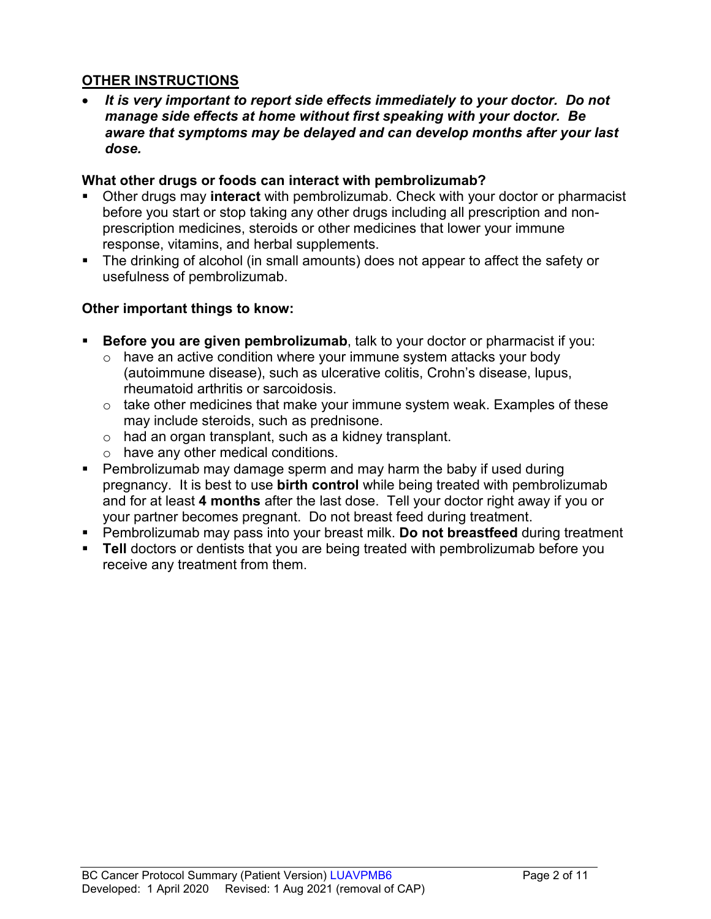## OTHER INSTRUCTIONS

- ***It is very important to report side effects immediately to your doctor. Do not manage side effects at home without first speaking with your doctor. Be aware that symptoms may be delayed and can develop months after your last dose.***

### What other drugs or foods can interact with pembrolizumab?

- Other drugs may **interact** with pembrolizumab. Check with your doctor or pharmacist before you start or stop taking any other drugs including all prescription and non-prescription medicines, steroids or other medicines that lower your immune response, vitamins, and herbal supplements.
- The drinking of alcohol (in small amounts) does not appear to affect the safety or usefulness of pembrolizumab.

### Other important things to know:

- **Before you are given pembrolizumab**, talk to your doctor or pharmacist if you:
  - have an active condition where your immune system attacks your body (autoimmune disease), such as ulcerative colitis, Crohn's disease, lupus, rheumatoid arthritis or sarcoidosis.
  - take other medicines that make your immune system weak. Examples of these may include steroids, such as prednisone.
  - had an organ transplant, such as a kidney transplant.
  - have any other medical conditions.
- Pembrolizumab may damage sperm and may harm the baby if used during pregnancy. It is best to use **birth control** while being treated with pembrolizumab and for at least **4 months** after the last dose. Tell your doctor right away if you or your partner becomes pregnant. Do not breast feed during treatment.
- Pembrolizumab may pass into your breast milk. **Do not breastfeed** during treatment
- **Tell** doctors or dentists that you are being treated with pembrolizumab before you receive any treatment from them.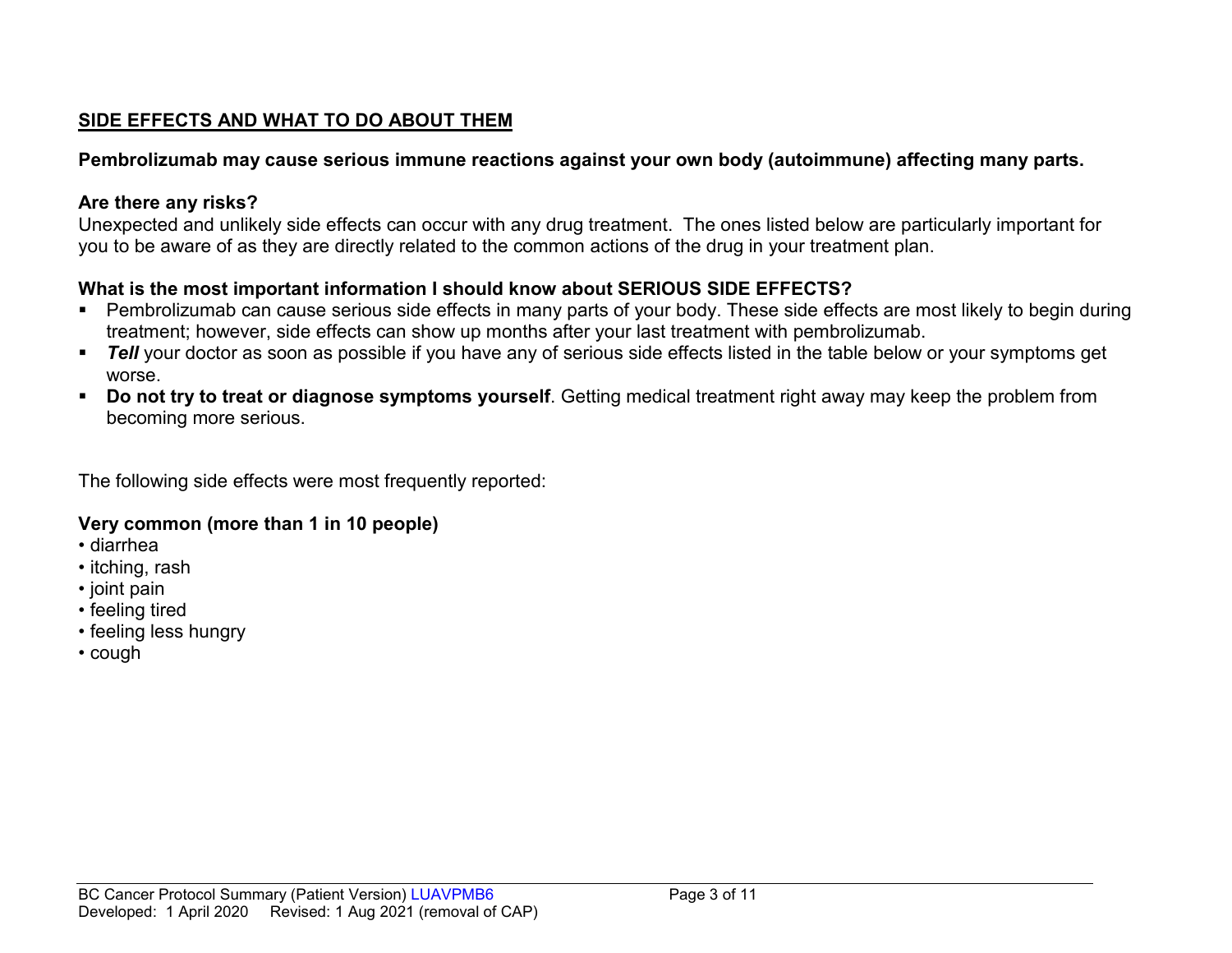## SIDE EFFECTS AND WHAT TO DO ABOUT THEM

**Pembrolizumab may cause serious immune reactions against your own body (autoimmune) affecting many parts.**

**Are there any risks?**

Unexpected and unlikely side effects can occur with any drug treatment. The ones listed below are particularly important for you to be aware of as they are directly related to the common actions of the drug in your treatment plan.

**What is the most important information I should know about SERIOUS SIDE EFFECTS?**

- Pembrolizumab can cause serious side effects in many parts of your body. These side effects are most likely to begin during treatment; however, side effects can show up months after your last treatment with pembrolizumab.
- ***Tell*** your doctor as soon as possible if you have any of serious side effects listed in the table below or your symptoms get worse.
- **Do not try to treat or diagnose symptoms yourself**. Getting medical treatment right away may keep the problem from becoming more serious.

The following side effects were most frequently reported:

**Very common (more than 1 in 10 people)**

- diarrhea
- itching, rash
- joint pain
- feeling tired
- feeling less hungry
- cough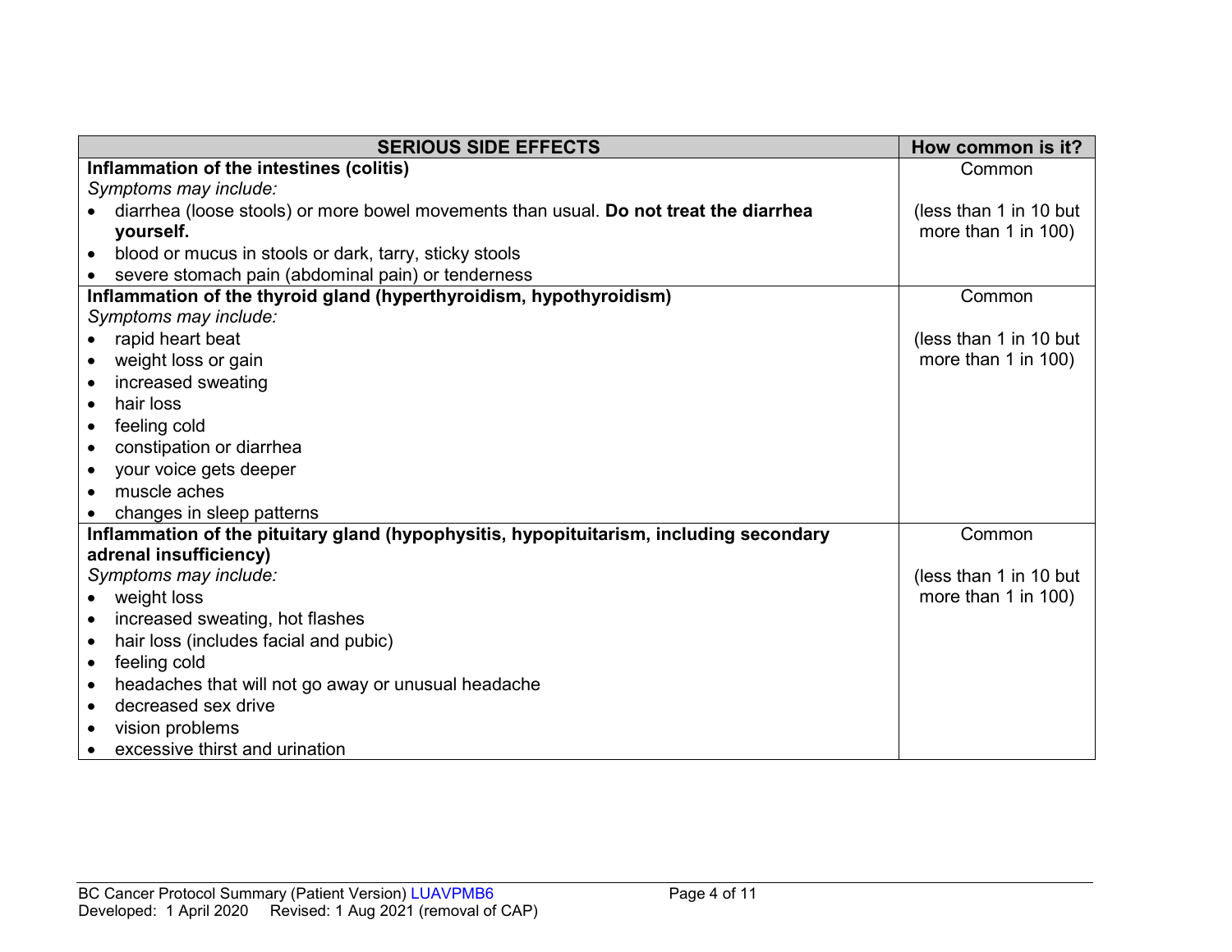| SERIOUS SIDE EFFECTS | How common is it? |
|---|---|
| **Inflammation of the intestines (colitis)**<br>*Symptoms may include:*<br>• diarrhea (loose stools) or more bowel movements than usual. **Do not treat the diarrhea yourself.**<br>• blood or mucus in stools or dark, tarry, sticky stools<br>• severe stomach pain (abdominal pain) or tenderness | Common<br><br>(less than 1 in 10 but more than 1 in 100) |
| **Inflammation of the thyroid gland (hyperthyroidism, hypothyroidism)**<br>*Symptoms may include:*<br>• rapid heart beat<br>• weight loss or gain<br>• increased sweating<br>• hair loss<br>• feeling cold<br>• constipation or diarrhea<br>• your voice gets deeper<br>• muscle aches<br>• changes in sleep patterns | Common<br><br>(less than 1 in 10 but more than 1 in 100) |
| **Inflammation of the pituitary gland (hypophysitis, hypopituitarism, including secondary adrenal insufficiency)**<br>*Symptoms may include:*<br>• weight loss<br>• increased sweating, hot flashes<br>• hair loss (includes facial and pubic)<br>• feeling cold<br>• headaches that will not go away or unusual headache<br>• decreased sex drive<br>• vision problems<br>• excessive thirst and urination | Common<br><br>(less than 1 in 10 but more than 1 in 100) |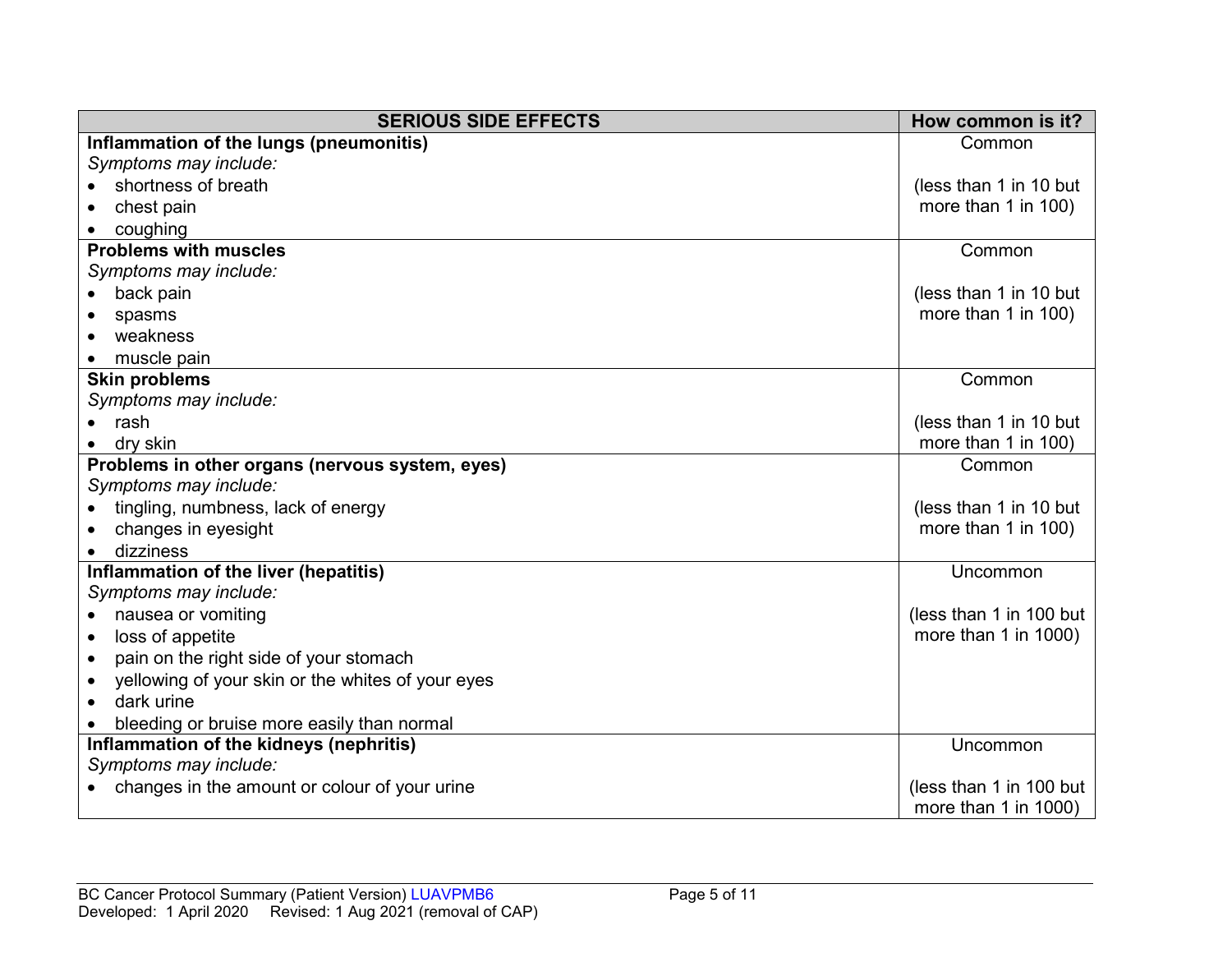| SERIOUS SIDE EFFECTS | How common is it? |
|---|---|
| **Inflammation of the lungs (pneumonitis)**<br>*Symptoms may include:*<br>• shortness of breath<br>• chest pain<br>• coughing | Common<br><br>(less than 1 in 10 but more than 1 in 100) |
| **Problems with muscles**<br>*Symptoms may include:*<br>• back pain<br>• spasms<br>• weakness<br>• muscle pain | Common<br><br>(less than 1 in 10 but more than 1 in 100) |
| **Skin problems**<br>*Symptoms may include:*<br>• rash<br>• dry skin | Common<br><br>(less than 1 in 10 but more than 1 in 100) |
| **Problems in other organs (nervous system, eyes)**<br>*Symptoms may include:*<br>• tingling, numbness, lack of energy<br>• changes in eyesight<br>• dizziness | Common<br><br>(less than 1 in 10 but more than 1 in 100) |
| **Inflammation of the liver (hepatitis)**<br>*Symptoms may include:*<br>• nausea or vomiting<br>• loss of appetite<br>• pain on the right side of your stomach<br>• yellowing of your skin or the whites of your eyes<br>• dark urine<br>• bleeding or bruise more easily than normal | Uncommon<br><br>(less than 1 in 100 but more than 1 in 1000) |
| **Inflammation of the kidneys (nephritis)**<br>*Symptoms may include:*<br>• changes in the amount or colour of your urine | Uncommon<br><br>(less than 1 in 100 but more than 1 in 1000) |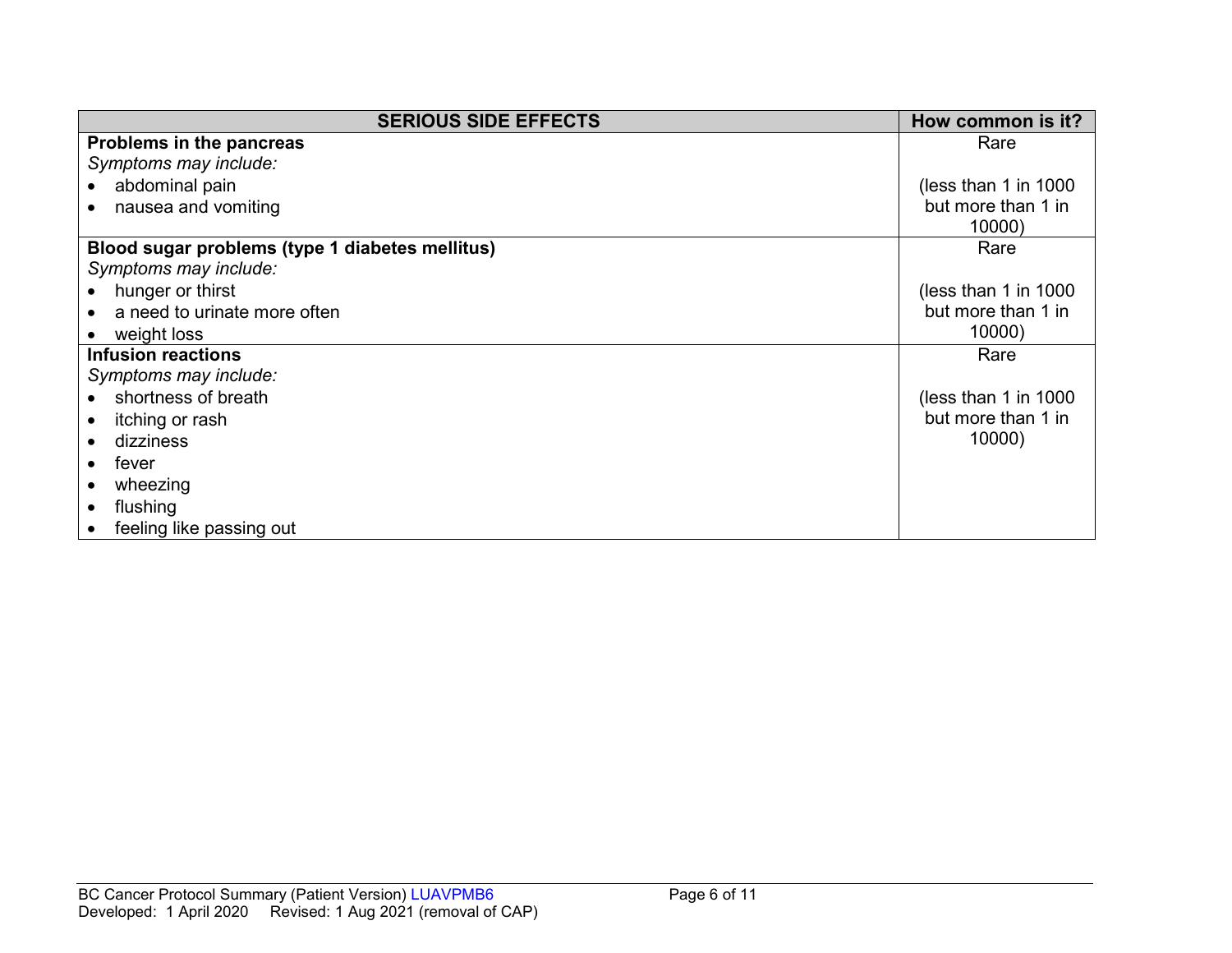| SERIOUS SIDE EFFECTS | How common is it? |
|---|---|
| **Problems in the pancreas**<br>*Symptoms may include:*<br>• abdominal pain<br>• nausea and vomiting | Rare<br><br>(less than 1 in 1000 but more than 1 in 10000) |
| **Blood sugar problems (type 1 diabetes mellitus)**<br>*Symptoms may include:*<br>• hunger or thirst<br>• a need to urinate more often<br>• weight loss | Rare<br><br>(less than 1 in 1000 but more than 1 in 10000) |
| **Infusion reactions**<br>*Symptoms may include:*<br>• shortness of breath<br>• itching or rash<br>• dizziness<br>• fever<br>• wheezing<br>• flushing<br>• feeling like passing out | Rare<br><br>(less than 1 in 1000 but more than 1 in 10000) |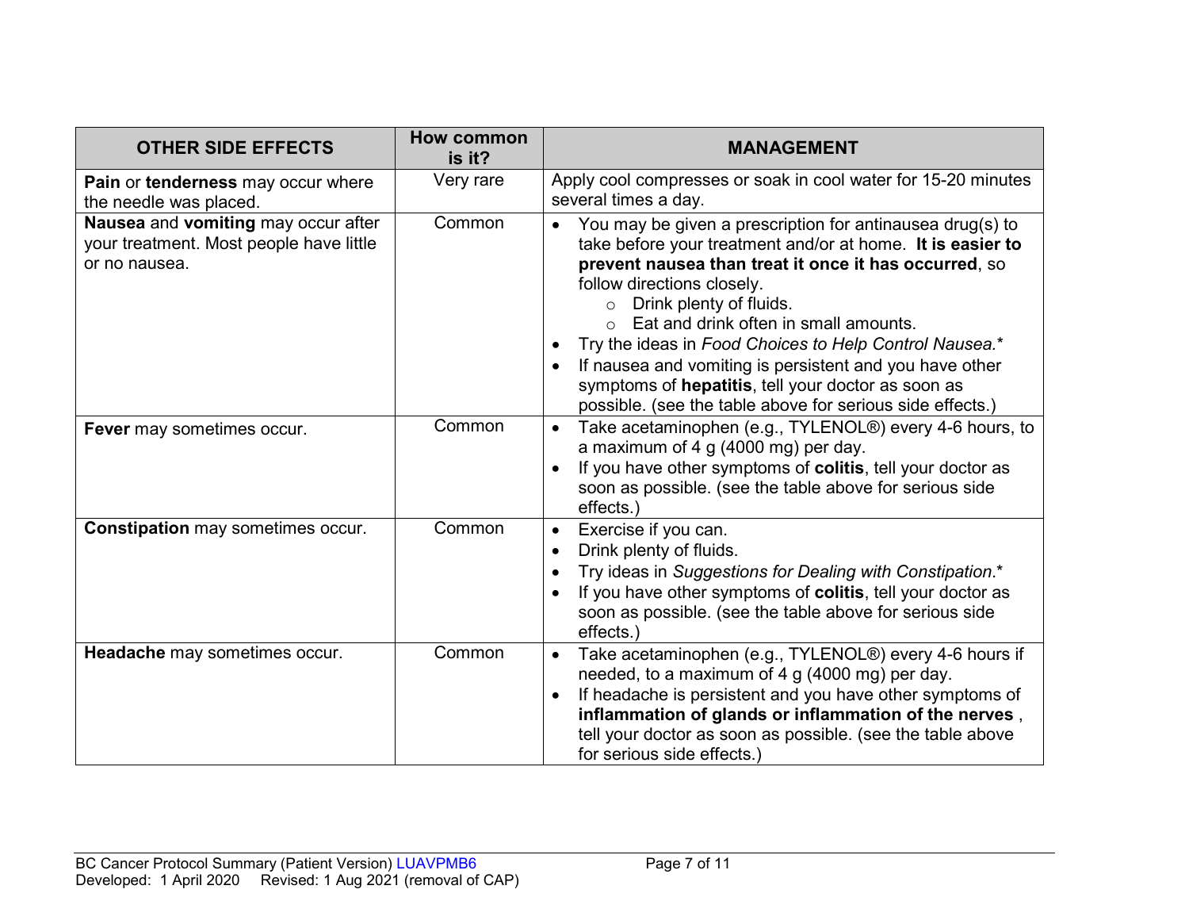| OTHER SIDE EFFECTS | How common is it? | MANAGEMENT |
|---|---|---|
| **Pain** or **tenderness** may occur where the needle was placed. | Very rare | Apply cool compresses or soak in cool water for 15-20 minutes several times a day. |
| **Nausea** and **vomiting** may occur after your treatment. Most people have little or no nausea. | Common | • You may be given a prescription for antinausea drug(s) to take before your treatment and/or at home. **It is easier to prevent nausea than treat it once it has occurred**, so follow directions closely.<br>&nbsp;&nbsp;&nbsp;&nbsp;○ Drink plenty of fluids.<br>&nbsp;&nbsp;&nbsp;&nbsp;○ Eat and drink often in small amounts.<br>• Try the ideas in *Food Choices to Help Control Nausea.**<br>• If nausea and vomiting is persistent and you have other symptoms of **hepatitis**, tell your doctor as soon as possible. (see the table above for serious side effects.) |
| **Fever** may sometimes occur. | Common | • Take acetaminophen (e.g., TYLENOL®) every 4-6 hours, to a maximum of 4 g (4000 mg) per day.<br>• If you have other symptoms of **colitis**, tell your doctor as soon as possible. (see the table above for serious side effects.) |
| **Constipation** may sometimes occur. | Common | • Exercise if you can.<br>• Drink plenty of fluids.<br>• Try ideas in *Suggestions for Dealing with Constipation.**<br>• If you have other symptoms of **colitis**, tell your doctor as soon as possible. (see the table above for serious side effects.) |
| **Headache** may sometimes occur. | Common | • Take acetaminophen (e.g., TYLENOL®) every 4-6 hours if needed, to a maximum of 4 g (4000 mg) per day.<br>• If headache is persistent and you have other symptoms of **inflammation of glands or inflammation of the nerves** , tell your doctor as soon as possible. (see the table above for serious side effects.) |

BC Cancer Protocol Summary (Patient Version) LUAVPMB6
Developed: 1 April 2020 Revised: 1 Aug 2021 (removal of CAP)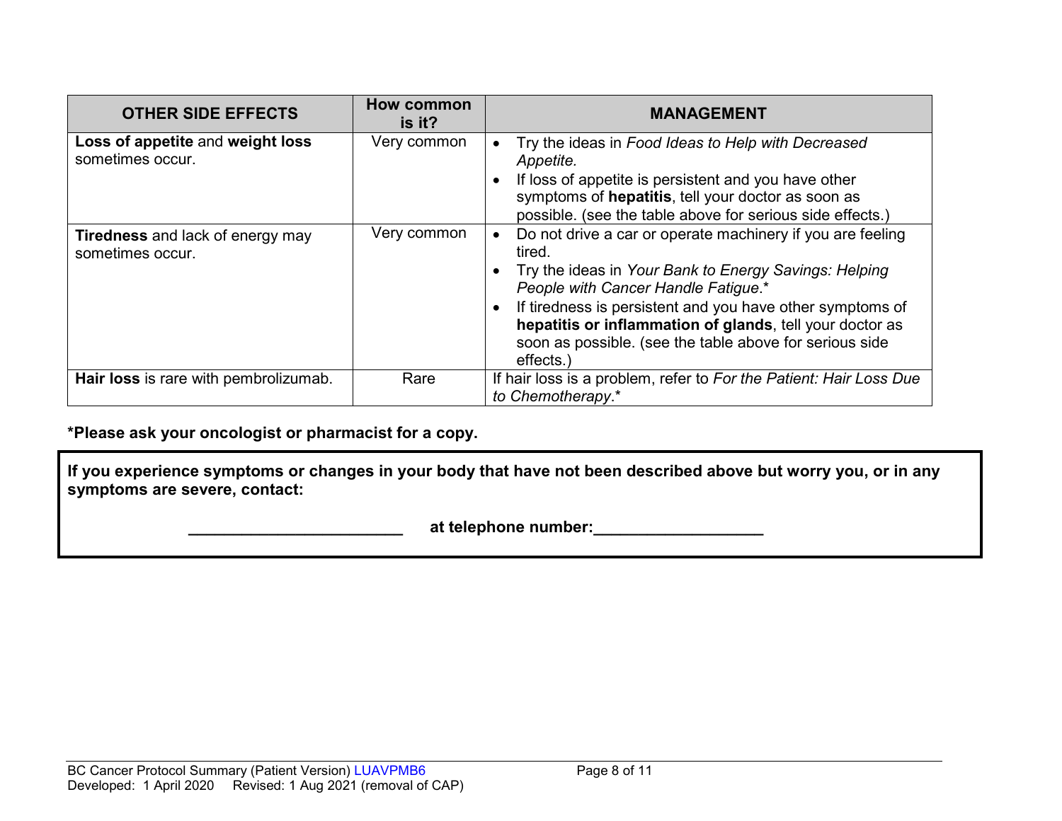| OTHER SIDE EFFECTS | How common is it? | MANAGEMENT |
|---|---|---|
| **Loss of appetite** and **weight loss** sometimes occur. | Very common | • Try the ideas in *Food Ideas to Help with Decreased Appetite.* <br> • If loss of appetite is persistent and you have other symptoms of **hepatitis**, tell your doctor as soon as possible. (see the table above for serious side effects.) |
| **Tiredness** and lack of energy may sometimes occur. | Very common | • Do not drive a car or operate machinery if you are feeling tired. <br> • Try the ideas in *Your Bank to Energy Savings: Helping People with Cancer Handle Fatigue*.* <br> • If tiredness is persistent and you have other symptoms of **hepatitis or inflammation of glands**, tell your doctor as soon as possible. (see the table above for serious side effects.) |
| **Hair loss** is rare with pembrolizumab. | Rare | If hair loss is a problem, refer to *For the Patient: Hair Loss Due to Chemotherapy*.* |

**\*Please ask your oncologist or pharmacist for a copy.**

**If you experience symptoms or changes in your body that have not been described above but worry you, or in any symptoms are severe, contact:**

**________________________ at telephone number:___________________**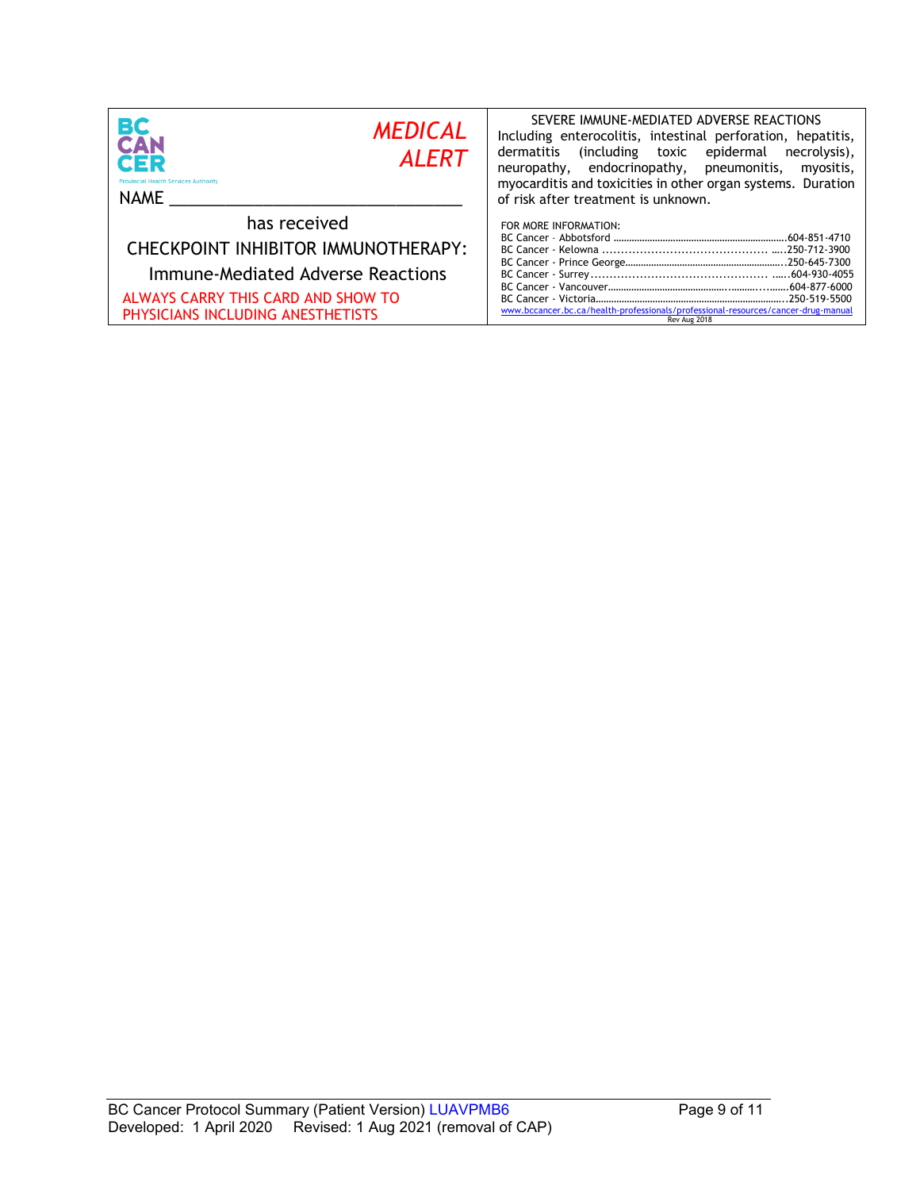BC CANCER

Provincial Health Services Authority

*MEDICAL ALERT*

NAME ________________________________

has received

CHECKPOINT INHIBITOR IMMUNOTHERAPY:

Immune-Mediated Adverse Reactions

ALWAYS CARRY THIS CARD AND SHOW TO PHYSICIANS INCLUDING ANESTHETISTS

SEVERE IMMUNE-MEDIATED ADVERSE REACTIONS

Including enterocolitis, intestinal perforation, hepatitis, dermatitis (including toxic epidermal necrolysis), neuropathy, endocrinopathy, pneumonitis, myositis, myocarditis and toxicities in other organ systems. Duration of risk after treatment is unknown.

FOR MORE INFORMATION:

BC Cancer – Abbotsford ....................................................................604-851-4710
BC Cancer - Kelowna ...............................................................250-712-3900
BC Cancer - Prince George..........................................................250-645-7300
BC Cancer - Surrey.....................................................................604-930-4055
BC Cancer - Vancouver................................................................604-877-6000
BC Cancer - Victoria....................................................................250-519-5500

www.bccancer.bc.ca/health-professionals/professional-resources/cancer-drug-manual

Rev Aug 2018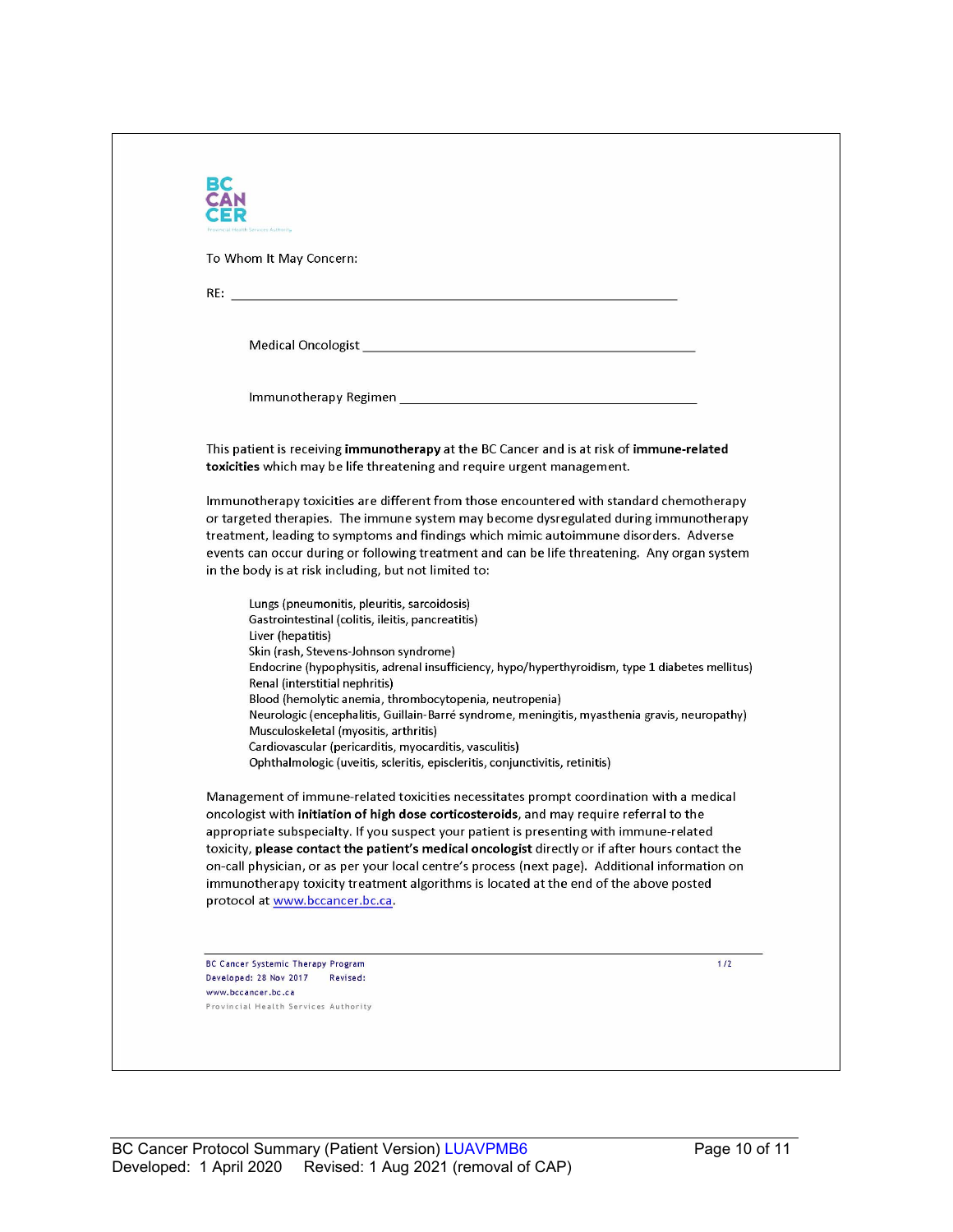BC CANCER

To Whom It May Concern:

RE: ____________________________________________________________

Medical Oncologist ______________________________________________

Immunotherapy Regimen __________________________________________

This patient is receiving **immunotherapy** at the BC Cancer and is at risk of **immune-related toxicities** which may be life threatening and require urgent management.

Immunotherapy toxicities are different from those encountered with standard chemotherapy or targeted therapies. The immune system may become dysregulated during immunotherapy treatment, leading to symptoms and findings which mimic autoimmune disorders. Adverse events can occur during or following treatment and can be life threatening. Any organ system in the body is at risk including, but not limited to:

- Lungs (pneumonitis, pleuritis, sarcoidosis)
- Gastrointestinal (colitis, ileitis, pancreatitis)
- Liver (hepatitis)
- Skin (rash, Stevens-Johnson syndrome)
- Endocrine (hypophysitis, adrenal insufficiency, hypo/hyperthyroidism, type 1 diabetes mellitus)
- Renal (interstitial nephritis)
- Blood (hemolytic anemia, thrombocytopenia, neutropenia)
- Neurologic (encephalitis, Guillain-Barré syndrome, meningitis, myasthenia gravis, neuropathy)
- Musculoskeletal (myositis, arthritis)
- Cardiovascular (pericarditis, myocarditis, vasculitis)
- Ophthalmologic (uveitis, scleritis, episcleritis, conjunctivitis, retinitis)

Management of immune-related toxicities necessitates prompt coordination with a medical oncologist with **initiation of high dose corticosteroids**, and may require referral to the appropriate subspecialty. If you suspect your patient is presenting with immune-related toxicity, **please contact the patient's medical oncologist** directly or if after hours contact the on-call physician, or as per your local centre's process (next page). Additional information on immunotherapy toxicity treatment algorithms is located at the end of the above posted protocol at www.bccancer.bc.ca.

BC Cancer Systemic Therapy Program
Developed: 28 Nov 2017 Revised:
www.bccancer.bc.ca
Provincial Health Services Authority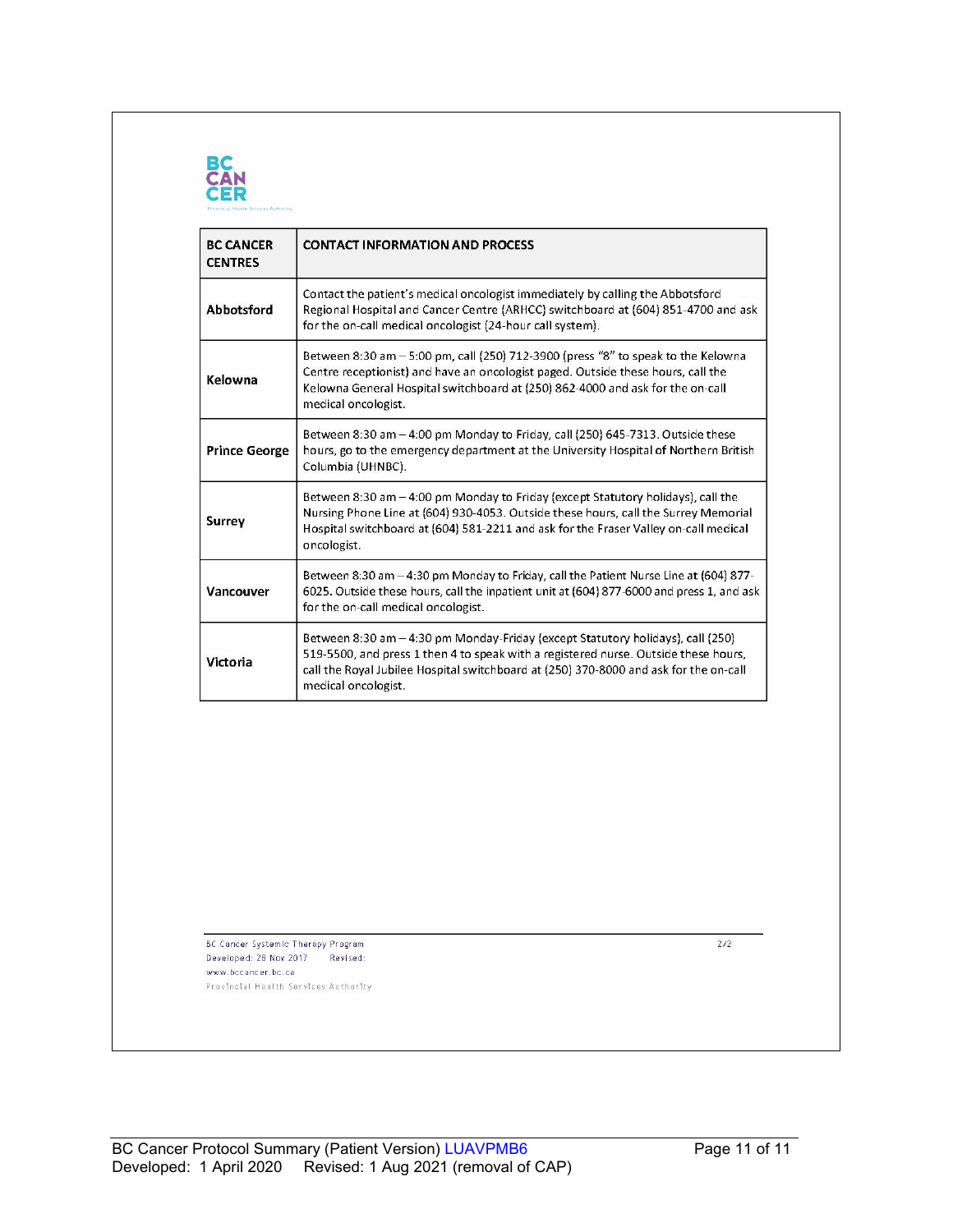| BC CANCER CENTRES | CONTACT INFORMATION AND PROCESS |
| --- | --- |
| Abbotsford | Contact the patient's medical oncologist immediately by calling the Abbotsford Regional Hospital and Cancer Centre (ARHCC) switchboard at (604) 851-4700 and ask for the on-call medical oncologist (24-hour call system). |
| Kelowna | Between 8:30 am – 5:00 pm, call (250) 712-3900 (press "8" to speak to the Kelowna Centre receptionist) and have an oncologist paged. Outside these hours, call the Kelowna General Hospital switchboard at (250) 862-4000 and ask for the on-call medical oncologist. |
| Prince George | Between 8:30 am – 4:00 pm Monday to Friday, call (250) 645-7313. Outside these hours, go to the emergency department at the University Hospital of Northern British Columbia (UHNBC). |
| Surrey | Between 8:30 am – 4:00 pm Monday to Friday (except Statutory holidays), call the Nursing Phone Line at (604) 930-4053. Outside these hours, call the Surrey Memorial Hospital switchboard at (604) 581-2211 and ask for the Fraser Valley on-call medical oncologist. |
| Vancouver | Between 8:30 am – 4:30 pm Monday to Friday, call the Patient Nurse Line at (604) 877-6025. Outside these hours, call the inpatient unit at (604) 877-6000 and press 1, and ask for the on-call medical oncologist. |
| Victoria | Between 8:30 am – 4:30 pm Monday-Friday (except Statutory holidays), call (250) 519-5500, and press 1 then 4 to speak with a registered nurse. Outside these hours, call the Royal Jubilee Hospital switchboard at (250) 370-8000 and ask for the on-call medical oncologist. |

BC Cancer Systemic Therapy Program
Developed: 28 Nov 2017 Revised:
www.bccancer.bc.ca
Provincial Health Services Authority